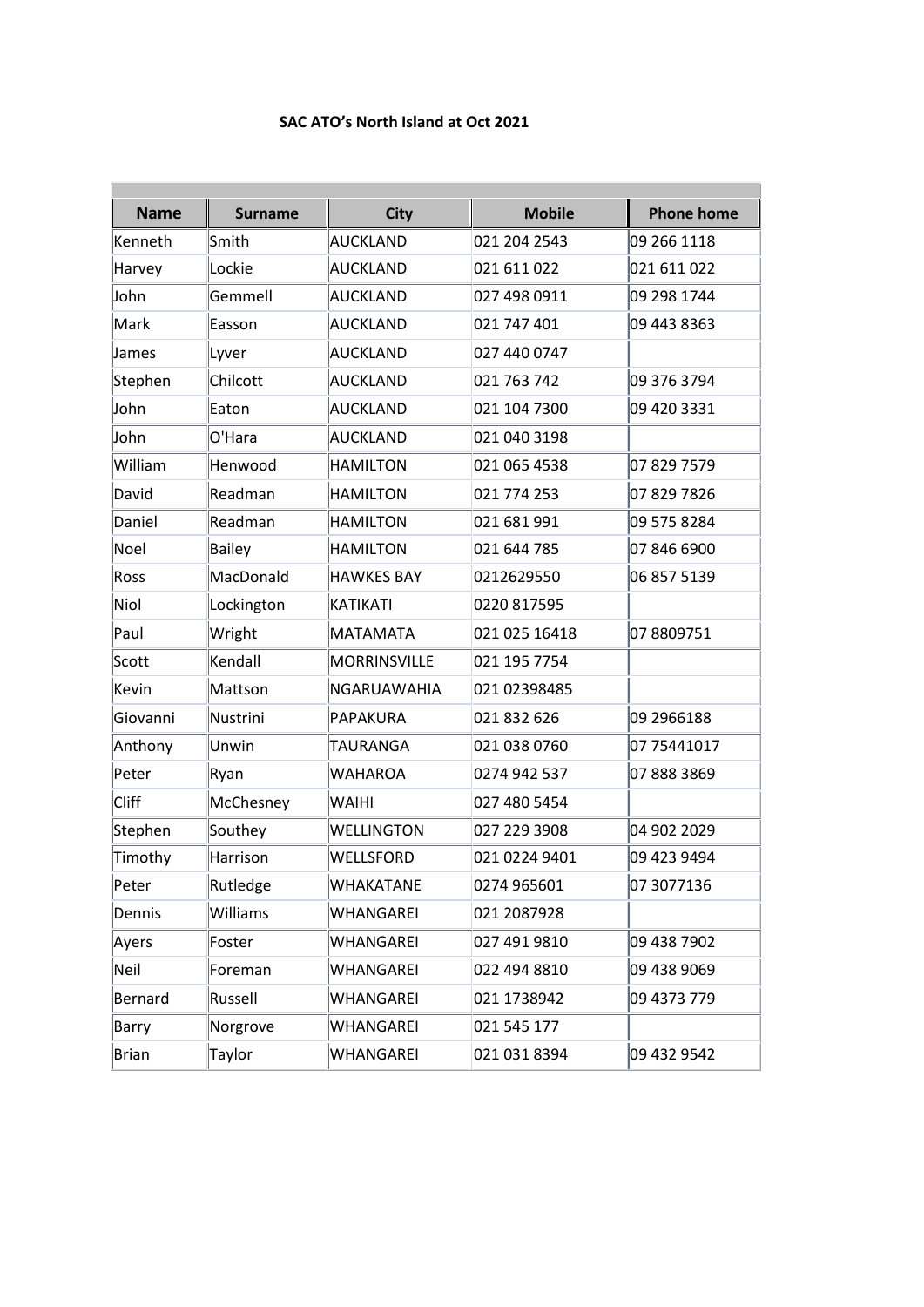**SAC ATO's North Island at Oct 2021**

| Name | Surname | City | Mobile | Phone home |
|---|---|---|---|---|
| Kenneth | Smith | AUCKLAND | 021 204 2543 | 09 266 1118 |
| Harvey | Lockie | AUCKLAND | 021 611 022 | 021 611 022 |
| John | Gemmell | AUCKLAND | 027 498 0911 | 09 298 1744 |
| Mark | Easson | AUCKLAND | 021 747 401 | 09 443 8363 |
| James | Lyver | AUCKLAND | 027 440 0747 | |
| Stephen | Chilcott | AUCKLAND | 021 763 742 | 09 376 3794 |
| John | Eaton | AUCKLAND | 021 104 7300 | 09 420 3331 |
| John | O'Hara | AUCKLAND | 021 040 3198 | |
| William | Henwood | HAMILTON | 021 065 4538 | 07 829 7579 |
| David | Readman | HAMILTON | 021 774 253 | 07 829 7826 |
| Daniel | Readman | HAMILTON | 021 681 991 | 09 575 8284 |
| Noel | Bailey | HAMILTON | 021 644 785 | 07 846 6900 |
| Ross | MacDonald | HAWKES BAY | 0212629550 | 06 857 5139 |
| Niol | Lockington | KATIKATI | 0220 817595 | |
| Paul | Wright | MATAMATA | 021 025 16418 | 07 8809751 |
| Scott | Kendall | MORRINSVILLE | 021 195 7754 | |
| Kevin | Mattson | NGARUAWAHIA | 021 02398485 | |
| Giovanni | Nustrini | PAPAKURA | 021 832 626 | 09 2966188 |
| Anthony | Unwin | TAURANGA | 021 038 0760 | 07 75441017 |
| Peter | Ryan | WAHAROA | 0274 942 537 | 07 888 3869 |
| Cliff | McChesney | WAIHI | 027 480 5454 | |
| Stephen | Southey | WELLINGTON | 027 229 3908 | 04 902 2029 |
| Timothy | Harrison | WELLSFORD | 021 0224 9401 | 09 423 9494 |
| Peter | Rutledge | WHAKATANE | 0274 965601 | 07 3077136 |
| Dennis | Williams | WHANGAREI | 021 2087928 | |
| Ayers | Foster | WHANGAREI | 027 491 9810 | 09 438 7902 |
| Neil | Foreman | WHANGAREI | 022 494 8810 | 09 438 9069 |
| Bernard | Russell | WHANGAREI | 021 1738942 | 09 4373 779 |
| Barry | Norgrove | WHANGAREI | 021 545 177 | |
| Brian | Taylor | WHANGAREI | 021 031 8394 | 09 432 9542 |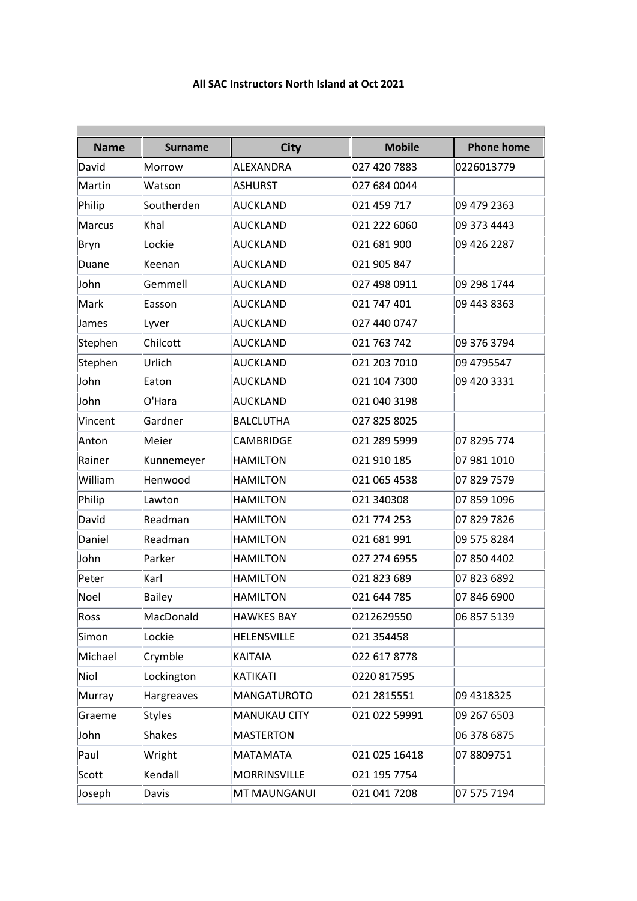**All SAC Instructors North Island at Oct 2021**

| Name | Surname | City | Mobile | Phone home |
|---|---|---|---|---|
| David | Morrow | ALEXANDRA | 027 420 7883 | 0226013779 |
| Martin | Watson | ASHURST | 027 684 0044 | |
| Philip | Southerden | AUCKLAND | 021 459 717 | 09 479 2363 |
| Marcus | Khal | AUCKLAND | 021 222 6060 | 09 373 4443 |
| Bryn | Lockie | AUCKLAND | 021 681 900 | 09 426 2287 |
| Duane | Keenan | AUCKLAND | 021 905 847 | |
| John | Gemmell | AUCKLAND | 027 498 0911 | 09 298 1744 |
| Mark | Easson | AUCKLAND | 021 747 401 | 09 443 8363 |
| James | Lyver | AUCKLAND | 027 440 0747 | |
| Stephen | Chilcott | AUCKLAND | 021 763 742 | 09 376 3794 |
| Stephen | Urlich | AUCKLAND | 021 203 7010 | 09 4795547 |
| John | Eaton | AUCKLAND | 021 104 7300 | 09 420 3331 |
| John | O'Hara | AUCKLAND | 021 040 3198 | |
| Vincent | Gardner | BALCLUTHA | 027 825 8025 | |
| Anton | Meier | CAMBRIDGE | 021 289 5999 | 07 8295 774 |
| Rainer | Kunnemeyer | HAMILTON | 021 910 185 | 07 981 1010 |
| William | Henwood | HAMILTON | 021 065 4538 | 07 829 7579 |
| Philip | Lawton | HAMILTON | 021 340308 | 07 859 1096 |
| David | Readman | HAMILTON | 021 774 253 | 07 829 7826 |
| Daniel | Readman | HAMILTON | 021 681 991 | 09 575 8284 |
| John | Parker | HAMILTON | 027 274 6955 | 07 850 4402 |
| Peter | Karl | HAMILTON | 021 823 689 | 07 823 6892 |
| Noel | Bailey | HAMILTON | 021 644 785 | 07 846 6900 |
| Ross | MacDonald | HAWKES BAY | 0212629550 | 06 857 5139 |
| Simon | Lockie | HELENSVILLE | 021 354458 | |
| Michael | Crymble | KAITAIA | 022 617 8778 | |
| Niol | Lockington | KATIKATI | 0220 817595 | |
| Murray | Hargreaves | MANGATUROTO | 021 2815551 | 09 4318325 |
| Graeme | Styles | MANUKAU CITY | 021 022 59991 | 09 267 6503 |
| John | Shakes | MASTERTON | | 06 378 6875 |
| Paul | Wright | MATAMATA | 021 025 16418 | 07 8809751 |
| Scott | Kendall | MORRINSVILLE | 021 195 7754 | |
| Joseph | Davis | MT MAUNGANUI | 021 041 7208 | 07 575 7194 |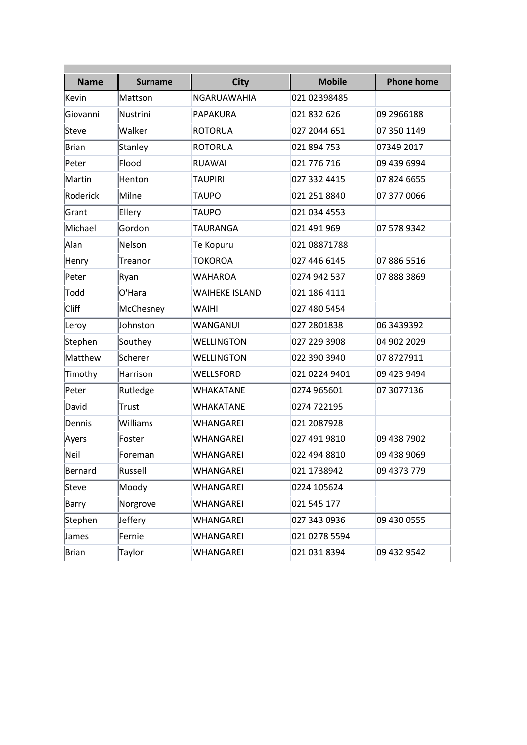| Name | Surname | City | Mobile | Phone home |
|---|---|---|---|---|
| Kevin | Mattson | NGARUAWAHIA | 021 02398485 | |
| Giovanni | Nustrini | PAPAKURA | 021 832 626 | 09 2966188 |
| Steve | Walker | ROTORUA | 027 2044 651 | 07 350 1149 |
| Brian | Stanley | ROTORUA | 021 894 753 | 07349 2017 |
| Peter | Flood | RUAWAI | 021 776 716 | 09 439 6994 |
| Martin | Henton | TAUPIRI | 027 332 4415 | 07 824 6655 |
| Roderick | Milne | TAUPO | 021 251 8840 | 07 377 0066 |
| Grant | Ellery | TAUPO | 021 034 4553 | |
| Michael | Gordon | TAURANGA | 021 491 969 | 07 578 9342 |
| Alan | Nelson | Te Kopuru | 021 08871788 | |
| Henry | Treanor | TOKOROA | 027 446 6145 | 07 886 5516 |
| Peter | Ryan | WAHAROA | 0274 942 537 | 07 888 3869 |
| Todd | O'Hara | WAIHEKE ISLAND | 021 186 4111 | |
| Cliff | McChesney | WAIHI | 027 480 5454 | |
| Leroy | Johnston | WANGANUI | 027 2801838 | 06 3439392 |
| Stephen | Southey | WELLINGTON | 027 229 3908 | 04 902 2029 |
| Matthew | Scherer | WELLINGTON | 022 390 3940 | 07 8727911 |
| Timothy | Harrison | WELLSFORD | 021 0224 9401 | 09 423 9494 |
| Peter | Rutledge | WHAKATANE | 0274 965601 | 07 3077136 |
| David | Trust | WHAKATANE | 0274 722195 | |
| Dennis | Williams | WHANGAREI | 021 2087928 | |
| Ayers | Foster | WHANGAREI | 027 491 9810 | 09 438 7902 |
| Neil | Foreman | WHANGAREI | 022 494 8810 | 09 438 9069 |
| Bernard | Russell | WHANGAREI | 021 1738942 | 09 4373 779 |
| Steve | Moody | WHANGAREI | 0224 105624 | |
| Barry | Norgrove | WHANGAREI | 021 545 177 | |
| Stephen | Jeffery | WHANGAREI | 027 343 0936 | 09 430 0555 |
| James | Fernie | WHANGAREI | 021 0278 5594 | |
| Brian | Taylor | WHANGAREI | 021 031 8394 | 09 432 9542 |